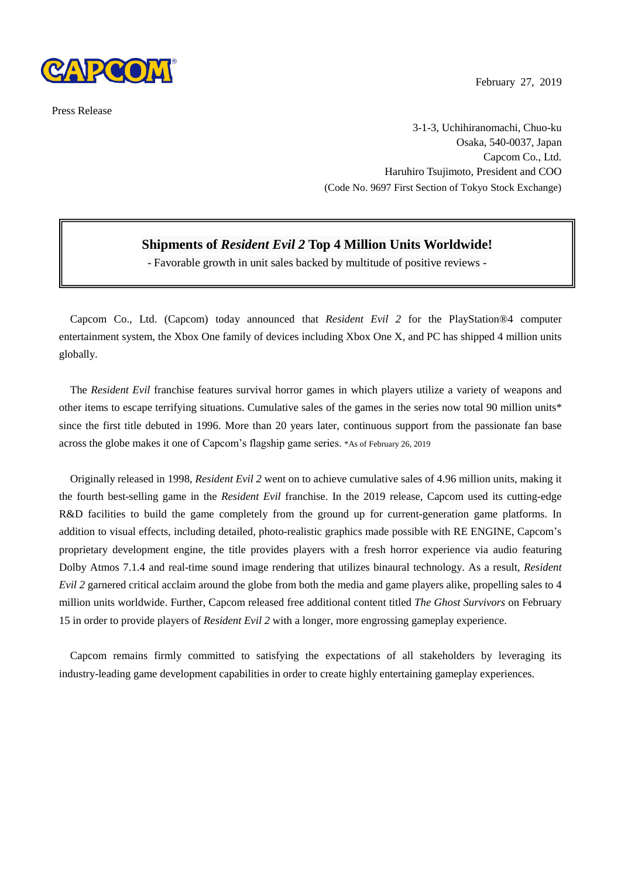CAPCOM

February 27, 2019

Press Release

3-1-3, Uchihiranomachi, Chuo-ku
Osaka, 540-0037, Japan
Capcom Co., Ltd.
Haruhiro Tsujimoto, President and COO
(Code No. 9697 First Section of Tokyo Stock Exchange)

# Shipments of *Resident Evil 2* Top 4 Million Units Worldwide!

- Favorable growth in unit sales backed by multitude of positive reviews -

Capcom Co., Ltd. (Capcom) today announced that *Resident Evil 2* for the PlayStation®4 computer entertainment system, the Xbox One family of devices including Xbox One X, and PC has shipped 4 million units globally.

The *Resident Evil* franchise features survival horror games in which players utilize a variety of weapons and other items to escape terrifying situations. Cumulative sales of the games in the series now total 90 million units* since the first title debuted in 1996. More than 20 years later, continuous support from the passionate fan base across the globe makes it one of Capcom's flagship game series. *As of February 26, 2019

Originally released in 1998, *Resident Evil 2* went on to achieve cumulative sales of 4.96 million units, making it the fourth best-selling game in the *Resident Evil* franchise. In the 2019 release, Capcom used its cutting-edge R&D facilities to build the game completely from the ground up for current-generation game platforms. In addition to visual effects, including detailed, photo-realistic graphics made possible with RE ENGINE, Capcom's proprietary development engine, the title provides players with a fresh horror experience via audio featuring Dolby Atmos 7.1.4 and real-time sound image rendering that utilizes binaural technology. As a result, *Resident Evil 2* garnered critical acclaim around the globe from both the media and game players alike, propelling sales to 4 million units worldwide. Further, Capcom released free additional content titled *The Ghost Survivors* on February 15 in order to provide players of *Resident Evil 2* with a longer, more engrossing gameplay experience.

Capcom remains firmly committed to satisfying the expectations of all stakeholders by leveraging its industry-leading game development capabilities in order to create highly entertaining gameplay experiences.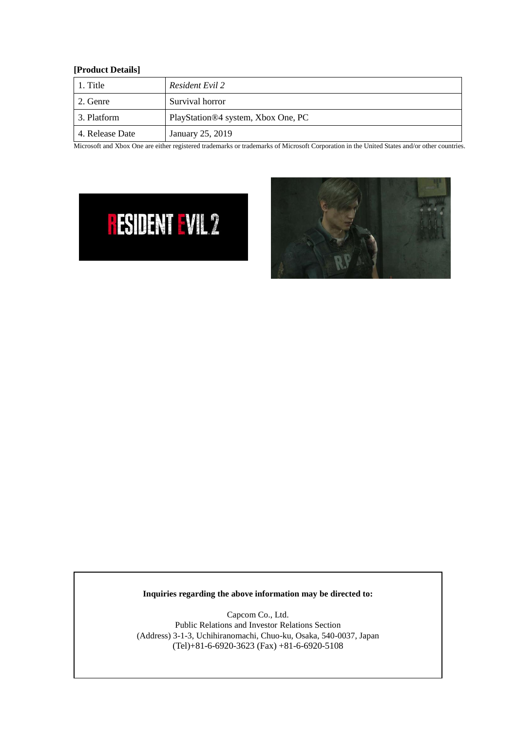**[Product Details]**

| | |
|---|---|
| 1. Title | *Resident Evil 2* |
| 2. Genre | Survival horror |
| 3. Platform | PlayStation®4 system, Xbox One, PC |
| 4. Release Date | January 25, 2019 |

Microsoft and Xbox One are either registered trademarks or trademarks of Microsoft Corporation in the United States and/or other countries.

**Inquiries regarding the above information may be directed to:**

Capcom Co., Ltd.
Public Relations and Investor Relations Section
(Address) 3-1-3, Uchihiranomachi, Chuo-ku, Osaka, 540-0037, Japan
(Tel)+81-6-6920-3623 (Fax) +81-6-6920-5108